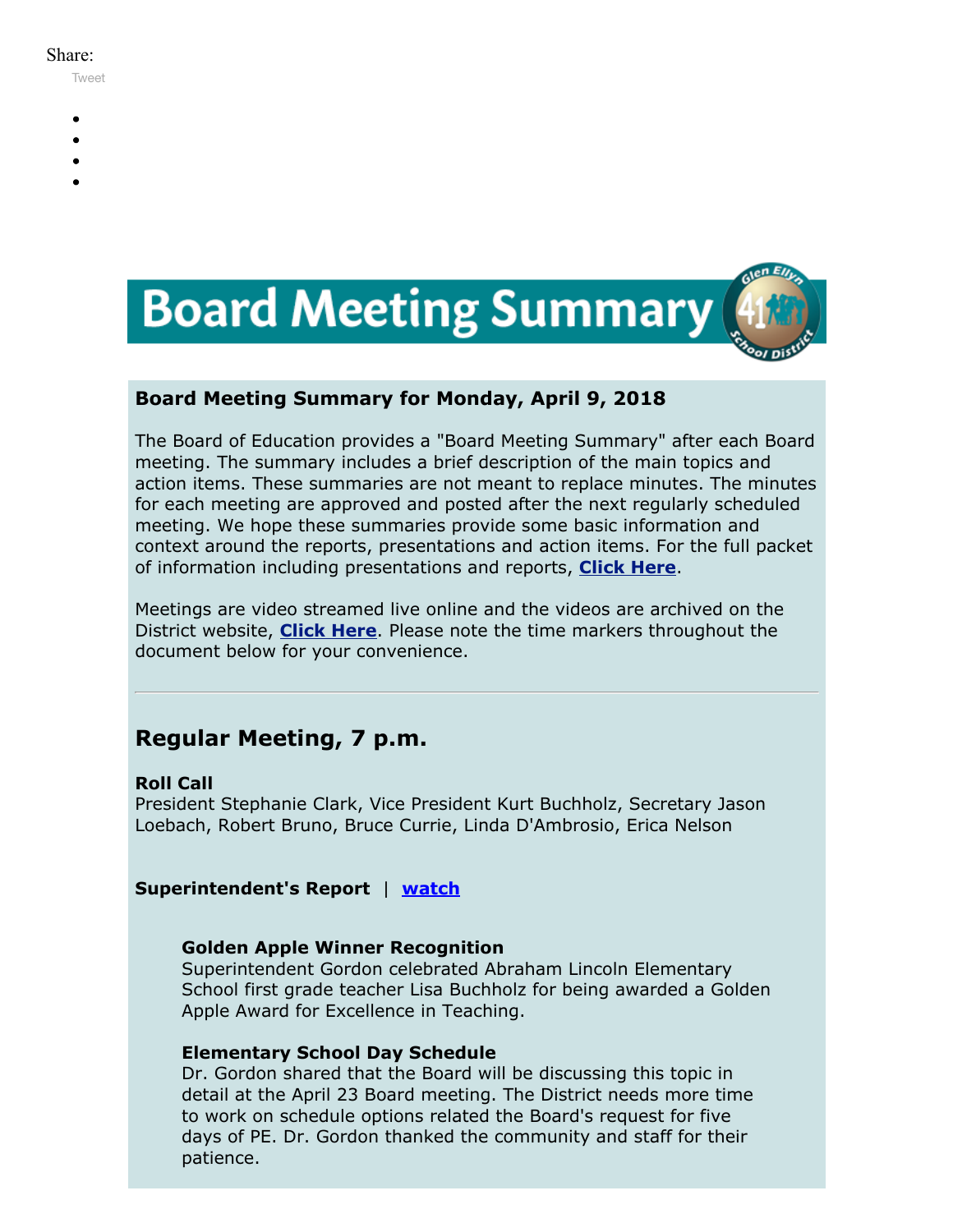Share:

Tweet

# Board Meeting Summary

**Board Meeting Summary for Monday, April 9, 2018**

The Board of Education provides a "Board Meeting Summary" after each Board meeting. The summary includes a brief description of the main topics and action items. These summaries are not meant to replace minutes. The minutes for each meeting are approved and posted after the next regularly scheduled meeting. We hope these summaries provide some basic information and context around the reports, presentations and action items. For the full packet of information including presentations and reports, **Click Here**.

Meetings are video streamed live online and the videos are archived on the District website, **Click Here**. Please note the time markers throughout the document below for your convenience.

---

## Regular Meeting, 7 p.m.

**Roll Call**
President Stephanie Clark, Vice President Kurt Buchholz, Secretary Jason Loebach, Robert Bruno, Bruce Currie, Linda D'Ambrosio, Erica Nelson

**Superintendent's Report** | **watch**

**Golden Apple Winner Recognition**
Superintendent Gordon celebrated Abraham Lincoln Elementary School first grade teacher Lisa Buchholz for being awarded a Golden Apple Award for Excellence in Teaching.

**Elementary School Day Schedule**
Dr. Gordon shared that the Board will be discussing this topic in detail at the April 23 Board meeting. The District needs more time to work on schedule options related the Board's request for five days of PE. Dr. Gordon thanked the community and staff for their patience.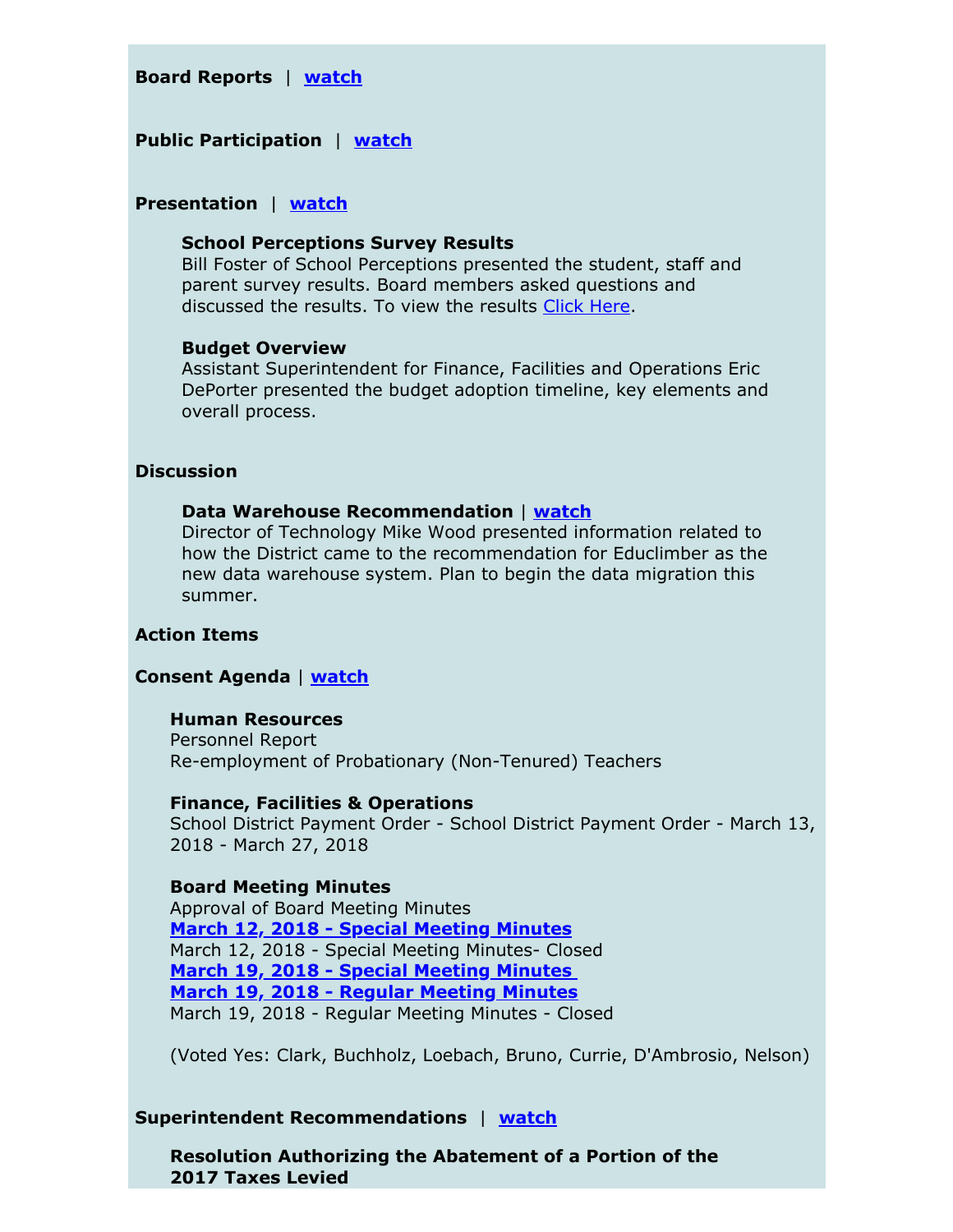**Board Reports** | **watch**

**Public Participation** | **watch**

**Presentation** | **watch**

**School Perceptions Survey Results**
Bill Foster of School Perceptions presented the student, staff and parent survey results. Board members asked questions and discussed the results. To view the results Click Here.

**Budget Overview**
Assistant Superintendent for Finance, Facilities and Operations Eric DePorter presented the budget adoption timeline, key elements and overall process.

**Discussion**

**Data Warehouse Recommendation** | **watch**
Director of Technology Mike Wood presented information related to how the District came to the recommendation for Educlimber as the new data warehouse system. Plan to begin the data migration this summer.

**Action Items**

**Consent Agenda** | **watch**

**Human Resources**
Personnel Report
Re-employment of Probationary (Non-Tenured) Teachers

**Finance, Facilities & Operations**
School District Payment Order - School District Payment Order - March 13, 2018 - March 27, 2018

**Board Meeting Minutes**
Approval of Board Meeting Minutes
**March 12, 2018 - Special Meeting Minutes**
March 12, 2018 - Special Meeting Minutes- Closed
**March 19, 2018 - Special Meeting Minutes**
**March 19, 2018 - Regular Meeting Minutes**
March 19, 2018 - Regular Meeting Minutes - Closed

(Voted Yes: Clark, Buchholz, Loebach, Bruno, Currie, D'Ambrosio, Nelson)

**Superintendent Recommendations** | **watch**

**Resolution Authorizing the Abatement of a Portion of the 2017 Taxes Levied**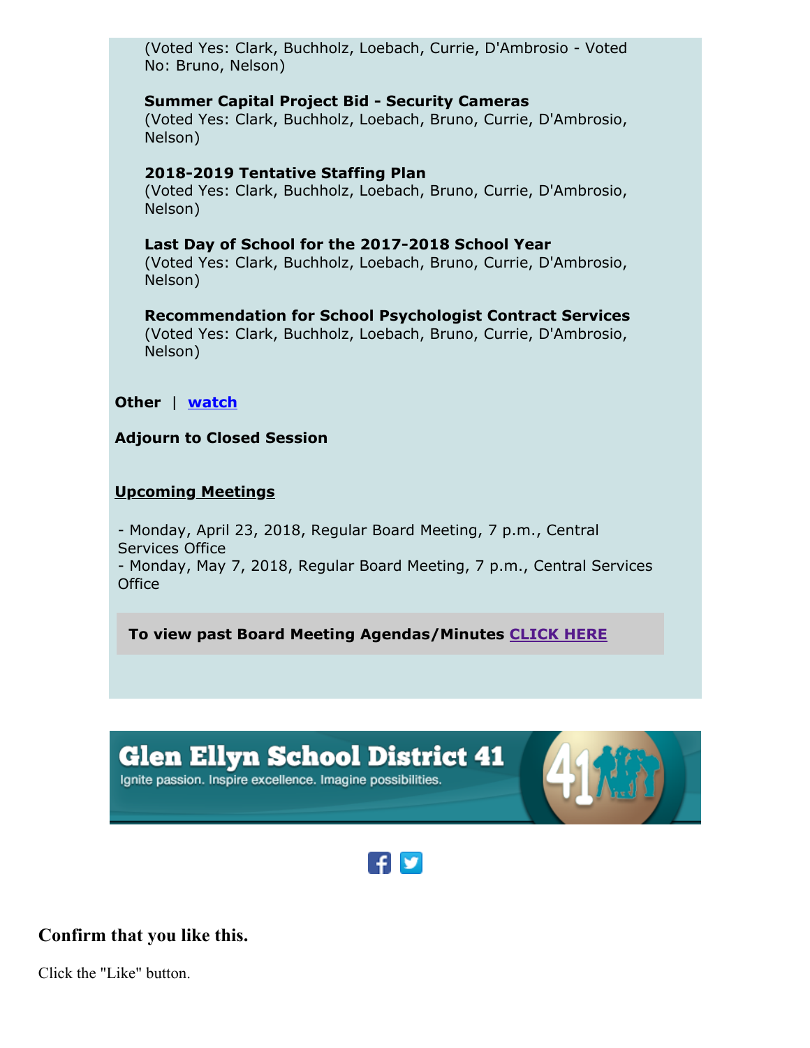(Voted Yes: Clark, Buchholz, Loebach, Currie, D'Ambrosio - Voted No: Bruno, Nelson)

**Summer Capital Project Bid - Security Cameras**
(Voted Yes: Clark, Buchholz, Loebach, Bruno, Currie, D'Ambrosio, Nelson)

**2018-2019 Tentative Staffing Plan**
(Voted Yes: Clark, Buchholz, Loebach, Bruno, Currie, D'Ambrosio, Nelson)

**Last Day of School for the 2017-2018 School Year**
(Voted Yes: Clark, Buchholz, Loebach, Bruno, Currie, D'Ambrosio, Nelson)

**Recommendation for School Psychologist Contract Services**
(Voted Yes: Clark, Buchholz, Loebach, Bruno, Currie, D'Ambrosio, Nelson)

**Other** | **watch**

**Adjourn to Closed Session**

**Upcoming Meetings**

- Monday, April 23, 2018, Regular Board Meeting, 7 p.m., Central Services Office
- Monday, May 7, 2018, Regular Board Meeting, 7 p.m., Central Services Office

**To view past Board Meeting Agendas/Minutes CLICK HERE**

Glen Ellyn School District 41
Ignite passion. Inspire excellence. Imagine possibilities.

## Confirm that you like this.

Click the "Like" button.